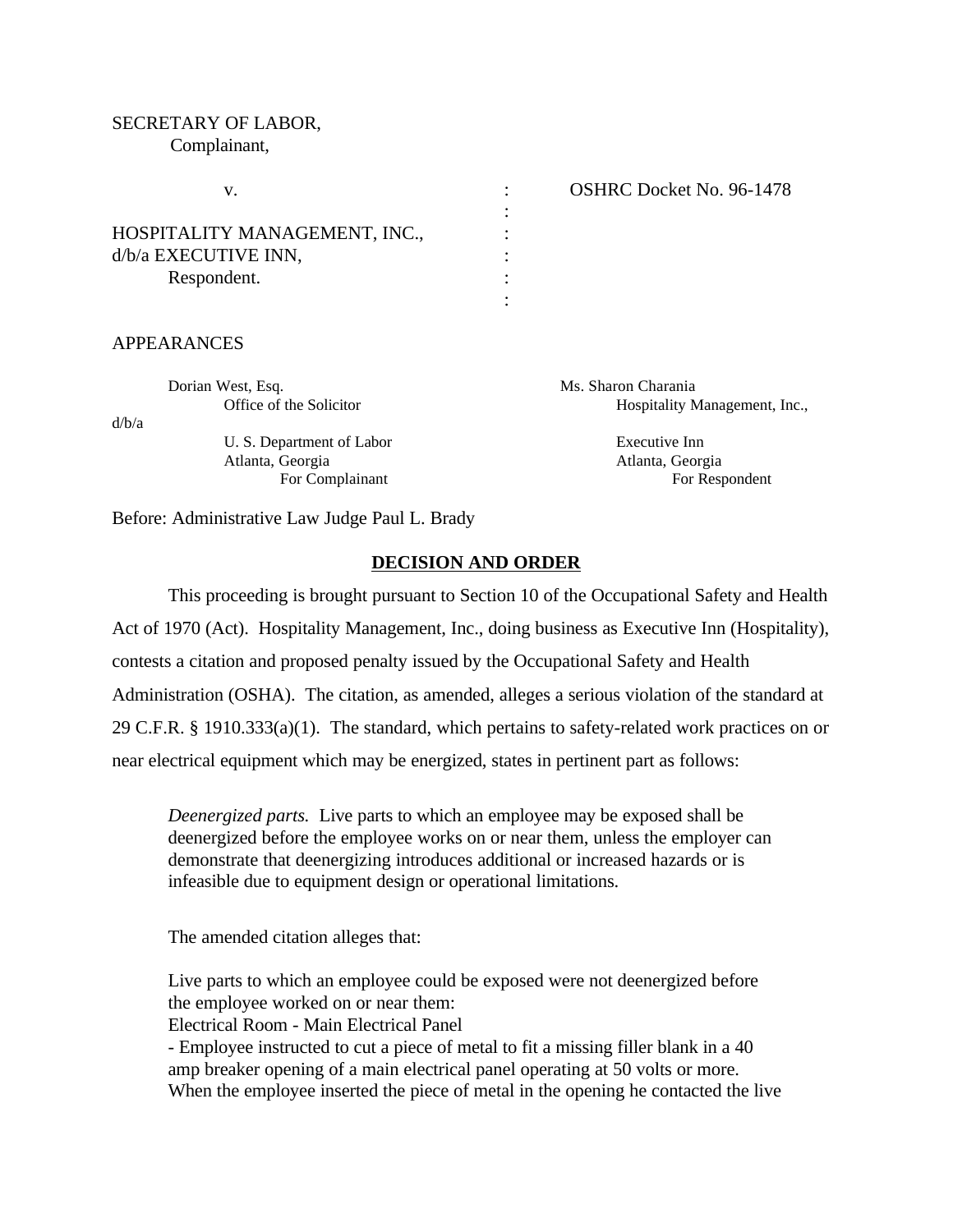SECRETARY OF LABOR,
Complainant,

v. : OSHRC Docket No. 96-1478

HOSPITALITY MANAGEMENT, INC.,
d/b/a EXECUTIVE INN,
Respondent.

APPEARANCES

Dorian West, Esq.
Office of the Solicitor
U. S. Department of Labor
Atlanta, Georgia
For Complainant

Ms. Sharon Charania
Hospitality Management, Inc., d/b/a
Executive Inn
Atlanta, Georgia
For Respondent

Before: Administrative Law Judge Paul L. Brady

## DECISION AND ORDER

This proceeding is brought pursuant to Section 10 of the Occupational Safety and Health Act of 1970 (Act). Hospitality Management, Inc., doing business as Executive Inn (Hospitality), contests a citation and proposed penalty issued by the Occupational Safety and Health Administration (OSHA). The citation, as amended, alleges a serious violation of the standard at 29 C.F.R. § 1910.333(a)(1). The standard, which pertains to safety-related work practices on or near electrical equipment which may be energized, states in pertinent part as follows:

> *Deenergized parts.* Live parts to which an employee may be exposed shall be deenergized before the employee works on or near them, unless the employer can demonstrate that deenergizing introduces additional or increased hazards or is infeasible due to equipment design or operational limitations.

The amended citation alleges that:

> Live parts to which an employee could be exposed were not deenergized before the employee worked on or near them:
> Electrical Room - Main Electrical Panel
> - Employee instructed to cut a piece of metal to fit a missing filler blank in a 40 amp breaker opening of a main electrical panel operating at 50 volts or more. When the employee inserted the piece of metal in the opening he contacted the live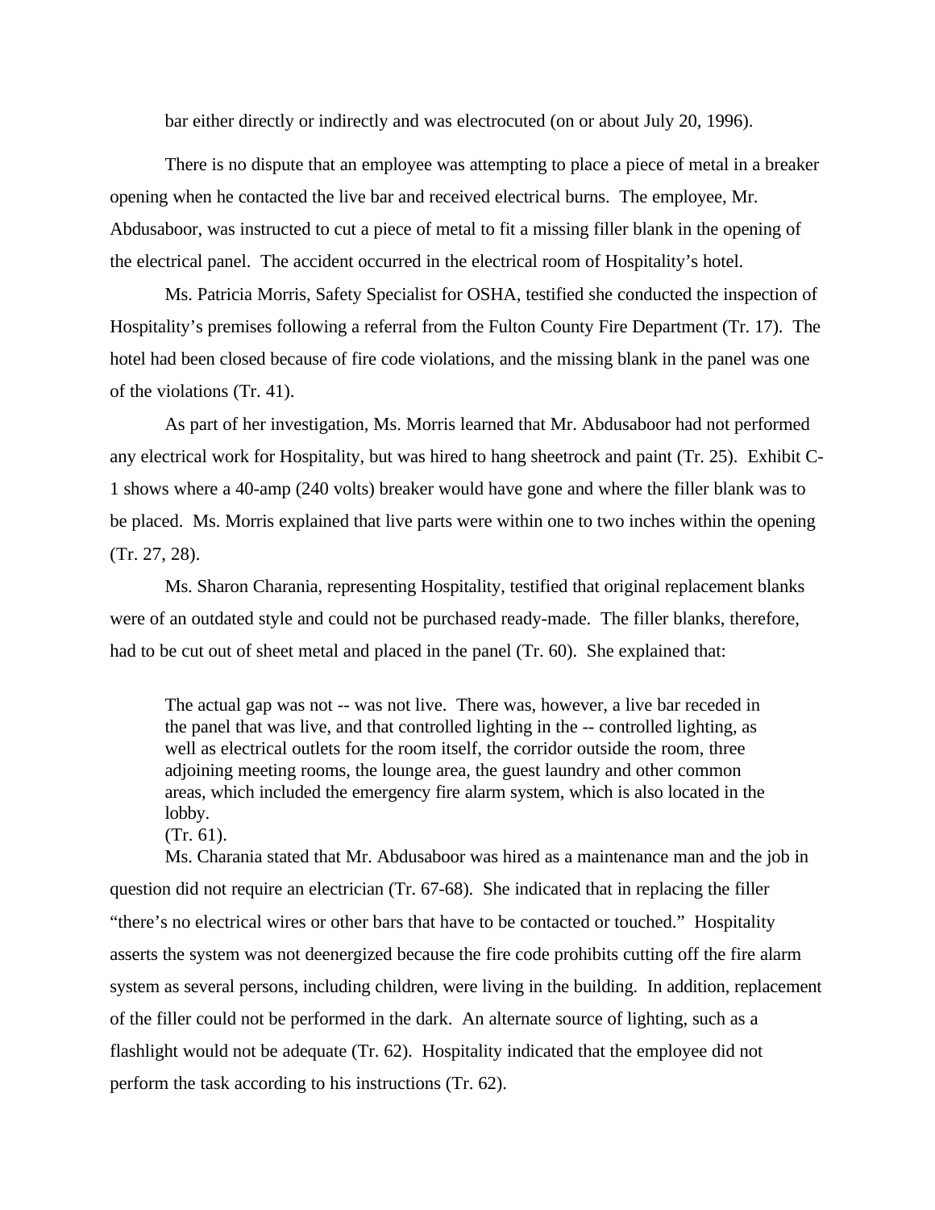bar either directly or indirectly and was electrocuted (on or about July 20, 1996).

There is no dispute that an employee was attempting to place a piece of metal in a breaker opening when he contacted the live bar and received electrical burns. The employee, Mr. Abdusaboor, was instructed to cut a piece of metal to fit a missing filler blank in the opening of the electrical panel. The accident occurred in the electrical room of Hospitality's hotel.

Ms. Patricia Morris, Safety Specialist for OSHA, testified she conducted the inspection of Hospitality's premises following a referral from the Fulton County Fire Department (Tr. 17). The hotel had been closed because of fire code violations, and the missing blank in the panel was one of the violations (Tr. 41).

As part of her investigation, Ms. Morris learned that Mr. Abdusaboor had not performed any electrical work for Hospitality, but was hired to hang sheetrock and paint (Tr. 25). Exhibit C-1 shows where a 40-amp (240 volts) breaker would have gone and where the filler blank was to be placed. Ms. Morris explained that live parts were within one to two inches within the opening (Tr. 27, 28).

Ms. Sharon Charania, representing Hospitality, testified that original replacement blanks were of an outdated style and could not be purchased ready-made. The filler blanks, therefore, had to be cut out of sheet metal and placed in the panel (Tr. 60). She explained that:

> The actual gap was not -- was not live. There was, however, a live bar receded in the panel that was live, and that controlled lighting in the -- controlled lighting, as well as electrical outlets for the room itself, the corridor outside the room, three adjoining meeting rooms, the lounge area, the guest laundry and other common areas, which included the emergency fire alarm system, which is also located in the lobby.
> (Tr. 61).

Ms. Charania stated that Mr. Abdusaboor was hired as a maintenance man and the job in question did not require an electrician (Tr. 67-68). She indicated that in replacing the filler "there's no electrical wires or other bars that have to be contacted or touched." Hospitality asserts the system was not deenergized because the fire code prohibits cutting off the fire alarm system as several persons, including children, were living in the building. In addition, replacement of the filler could not be performed in the dark. An alternate source of lighting, such as a flashlight would not be adequate (Tr. 62). Hospitality indicated that the employee did not perform the task according to his instructions (Tr. 62).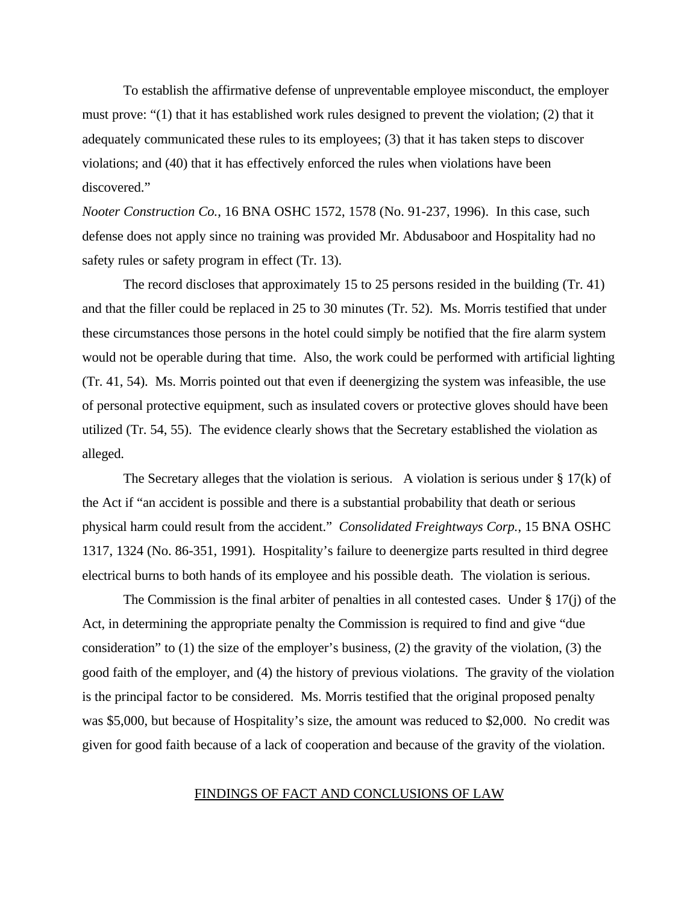To establish the affirmative defense of unpreventable employee misconduct, the employer must prove: "(1) that it has established work rules designed to prevent the violation; (2) that it adequately communicated these rules to its employees; (3) that it has taken steps to discover violations; and (40) that it has effectively enforced the rules when violations have been discovered."

*Nooter Construction Co.*, 16 BNA OSHC 1572, 1578 (No. 91-237, 1996). In this case, such defense does not apply since no training was provided Mr. Abdusaboor and Hospitality had no safety rules or safety program in effect (Tr. 13).

The record discloses that approximately 15 to 25 persons resided in the building (Tr. 41) and that the filler could be replaced in 25 to 30 minutes (Tr. 52). Ms. Morris testified that under these circumstances those persons in the hotel could simply be notified that the fire alarm system would not be operable during that time. Also, the work could be performed with artificial lighting (Tr. 41, 54). Ms. Morris pointed out that even if deenergizing the system was infeasible, the use of personal protective equipment, such as insulated covers or protective gloves should have been utilized (Tr. 54, 55). The evidence clearly shows that the Secretary established the violation as alleged.

The Secretary alleges that the violation is serious. A violation is serious under § 17(k) of the Act if "an accident is possible and there is a substantial probability that death or serious physical harm could result from the accident." *Consolidated Freightways Corp.*, 15 BNA OSHC 1317, 1324 (No. 86-351, 1991). Hospitality's failure to deenergize parts resulted in third degree electrical burns to both hands of its employee and his possible death. The violation is serious.

The Commission is the final arbiter of penalties in all contested cases. Under § 17(j) of the Act, in determining the appropriate penalty the Commission is required to find and give "due consideration" to (1) the size of the employer's business, (2) the gravity of the violation, (3) the good faith of the employer, and (4) the history of previous violations. The gravity of the violation is the principal factor to be considered. Ms. Morris testified that the original proposed penalty was $5,000, but because of Hospitality's size, the amount was reduced to $2,000. No credit was given for good faith because of a lack of cooperation and because of the gravity of the violation.

## FINDINGS OF FACT AND CONCLUSIONS OF LAW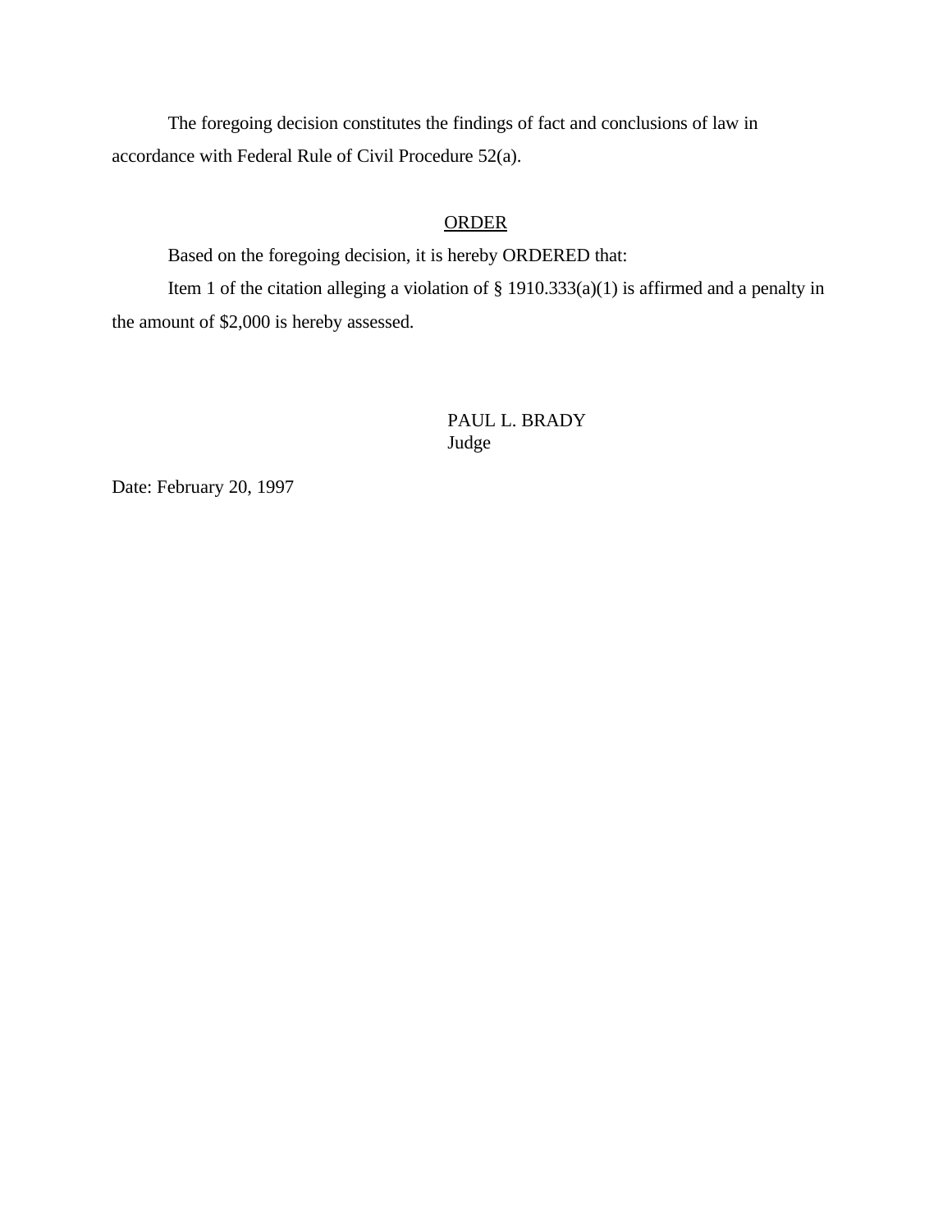The foregoing decision constitutes the findings of fact and conclusions of law in accordance with Federal Rule of Civil Procedure 52(a).

## ORDER

Based on the foregoing decision, it is hereby ORDERED that:

Item 1 of the citation alleging a violation of § 1910.333(a)(1) is affirmed and a penalty in the amount of $2,000 is hereby assessed.

PAUL L. BRADY
Judge

Date: February 20, 1997